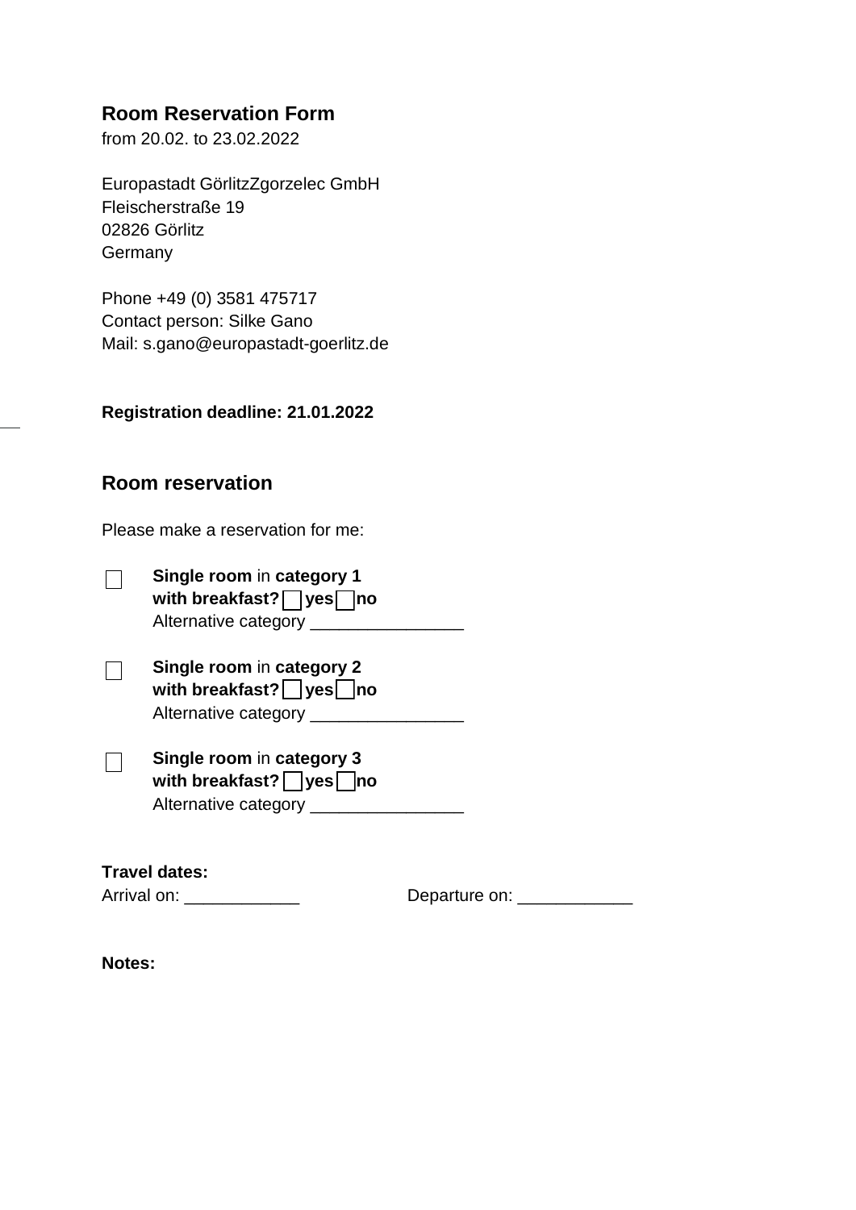## Room Reservation Form

from 20.02. to 23.02.2022

Europastadt GörlitzZgorzelec GmbH
Fleischerstraße 19
02826 Görlitz
Germany

Phone +49 (0) 3581 475717
Contact person: Silke Gano
Mail: s.gano@europastadt-goerlitz.de

**Registration deadline: 21.01.2022**

## Room reservation

Please make a reservation for me:

☐ **Single room** in **category 1**
**with breakfast?** ☐ **yes** ☐ **no**
Alternative category ________________

☐ **Single room** in **category 2**
**with breakfast?** ☐ **yes** ☐ **no**
Alternative category ________________

☐ **Single room** in **category 3**
**with breakfast?** ☐ **yes** ☐ **no**
Alternative category ________________

**Travel dates:**

Arrival on: ____________ Departure on: ____________

**Notes:**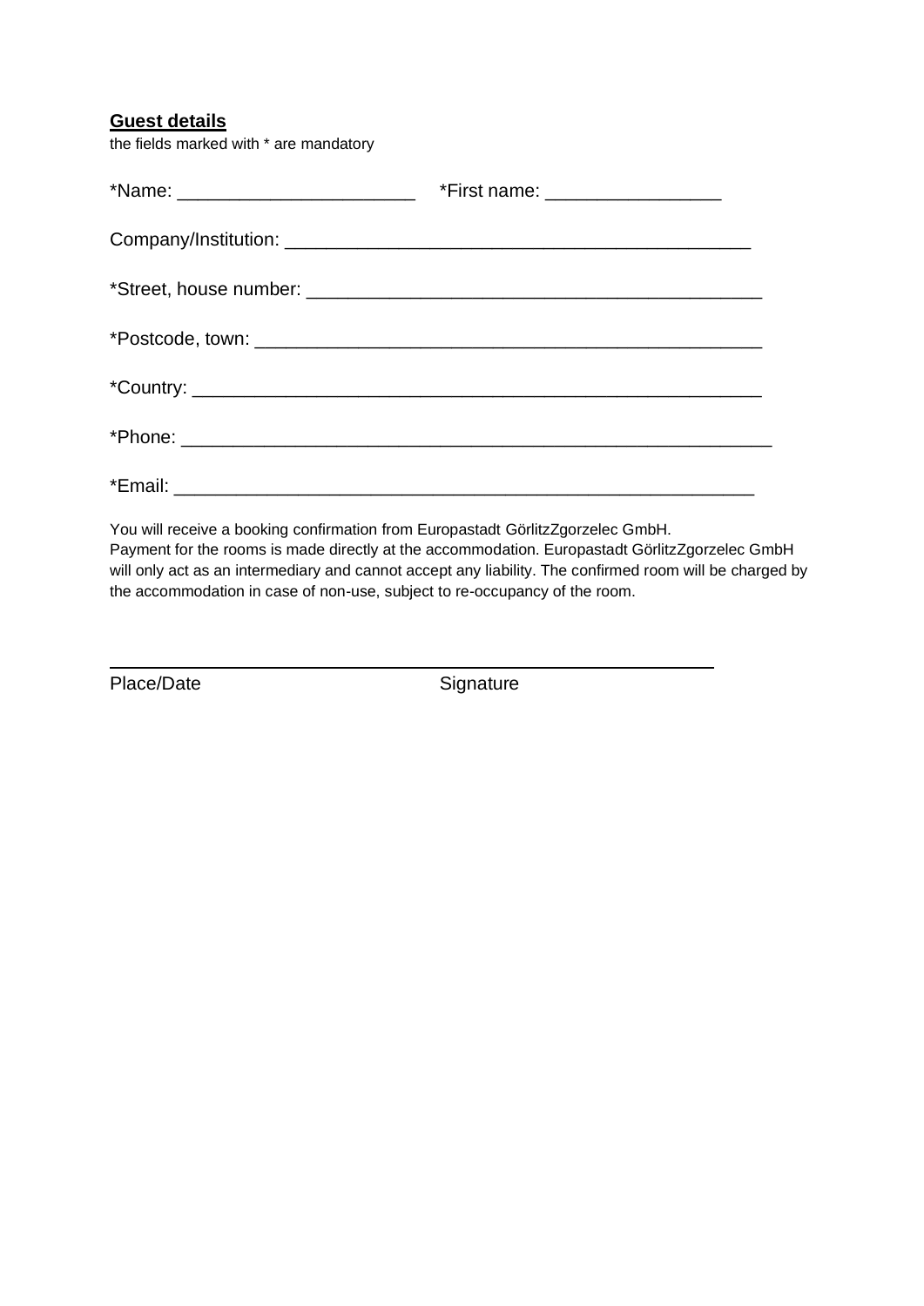## Guest details

the fields marked with * are mandatory

*Name: _______________________ *First name: ________________

Company/Institution: ______________________________________________

*Street, house number: ____________________________________________

*Postcode, town: _________________________________________________

*Country: ______________________________________________________

*Phone: _________________________________________________________

*Email: ________________________________________________________

You will receive a booking confirmation from Europastadt GörlitzZgorzelec GmbH.
Payment for the rooms is made directly at the accommodation. Europastadt GörlitzZgorzelec GmbH will only act as an intermediary and cannot accept any liability. The confirmed room will be charged by the accommodation in case of non-use, subject to re-occupancy of the room.

_____________________________________________________________

Place/Date Signature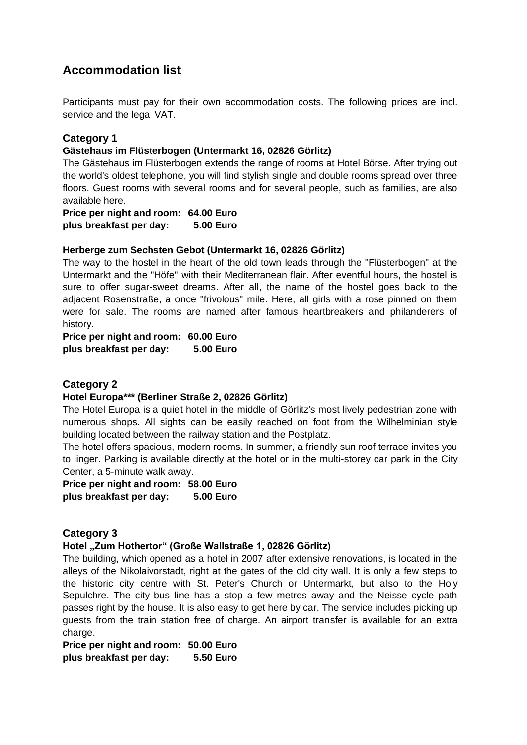## Accommodation list

Participants must pay for their own accommodation costs. The following prices are incl. service and the legal VAT.

### Category 1

**Gästehaus im Flüsterbogen (Untermarkt 16, 02826 Görlitz)**

The Gästehaus im Flüsterbogen extends the range of rooms at Hotel Börse. After trying out the world's oldest telephone, you will find stylish single and double rooms spread over three floors. Guest rooms with several rooms and for several people, such as families, are also available here.

**Price per night and room: 64.00 Euro**
**plus breakfast per day: 5.00 Euro**

**Herberge zum Sechsten Gebot (Untermarkt 16, 02826 Görlitz)**

The way to the hostel in the heart of the old town leads through the "Flüsterbogen" at the Untermarkt and the "Höfe" with their Mediterranean flair. After eventful hours, the hostel is sure to offer sugar-sweet dreams. After all, the name of the hostel goes back to the adjacent Rosenstraße, a once "frivolous" mile. Here, all girls with a rose pinned on them were for sale. The rooms are named after famous heartbreakers and philanderers of history.

**Price per night and room: 60.00 Euro**
**plus breakfast per day: 5.00 Euro**

### Category 2

**Hotel Europa\*\*\* (Berliner Straße 2, 02826 Görlitz)**

The Hotel Europa is a quiet hotel in the middle of Görlitz's most lively pedestrian zone with numerous shops. All sights can be easily reached on foot from the Wilhelminian style building located between the railway station and the Postplatz.

The hotel offers spacious, modern rooms. In summer, a friendly sun roof terrace invites you to linger. Parking is available directly at the hotel or in the multi-storey car park in the City Center, a 5-minute walk away.

**Price per night and room: 58.00 Euro**
**plus breakfast per day: 5.00 Euro**

### Category 3

**Hotel „Zum Hothertor" (Große Wallstraße 1, 02826 Görlitz)**

The building, which opened as a hotel in 2007 after extensive renovations, is located in the alleys of the Nikolaivorstadt, right at the gates of the old city wall. It is only a few steps to the historic city centre with St. Peter's Church or Untermarkt, but also to the Holy Sepulchre. The city bus line has a stop a few metres away and the Neisse cycle path passes right by the house. It is also easy to get here by car. The service includes picking up guests from the train station free of charge. An airport transfer is available for an extra charge.

**Price per night and room: 50.00 Euro**
**plus breakfast per day: 5.50 Euro**